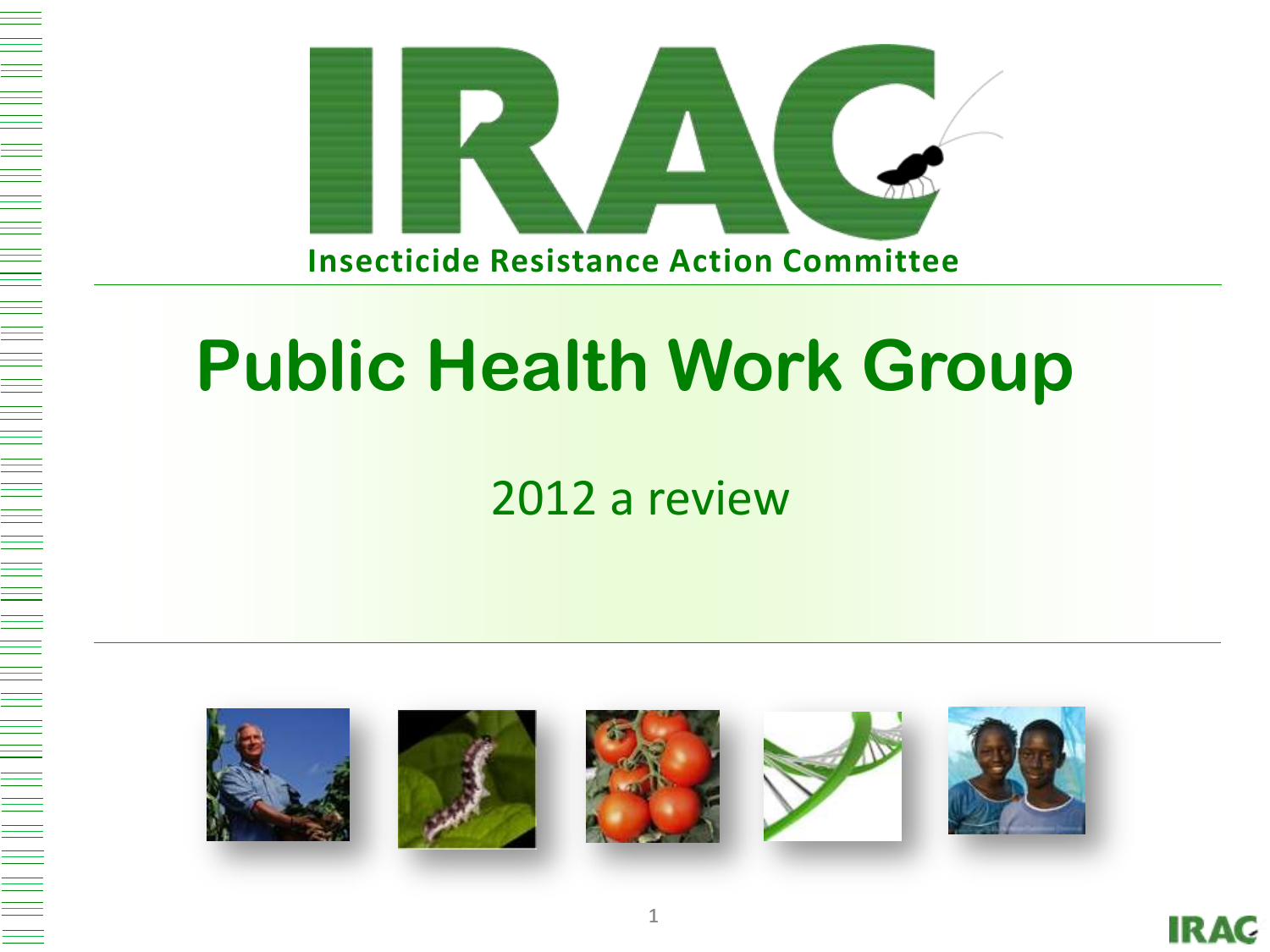# IRAC

**Insecticide Resistance Action Committee**

# Public Health Work Group

2012 a review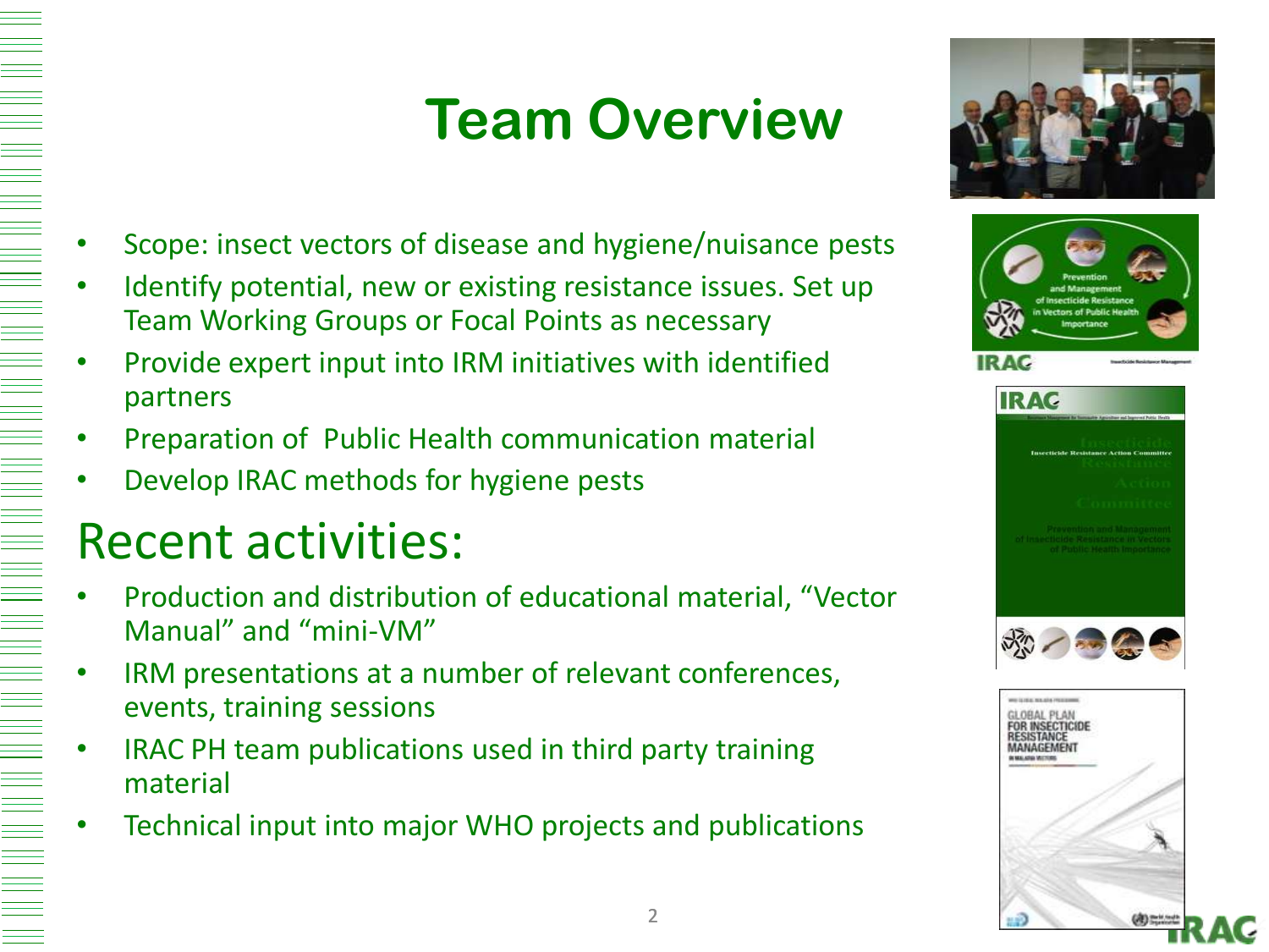# Team Overview

- Scope: insect vectors of disease and hygiene/nuisance pests
- Identify potential, new or existing resistance issues. Set up Team Working Groups or Focal Points as necessary
- Provide expert input into IRM initiatives with identified partners
- Preparation of Public Health communication material
- Develop IRAC methods for hygiene pests

## Recent activities:

- Production and distribution of educational material, “Vector Manual” and “mini-VM”
- IRM presentations at a number of relevant conferences, events, training sessions
- IRAC PH team publications used in third party training material
- Technical input into major WHO projects and publications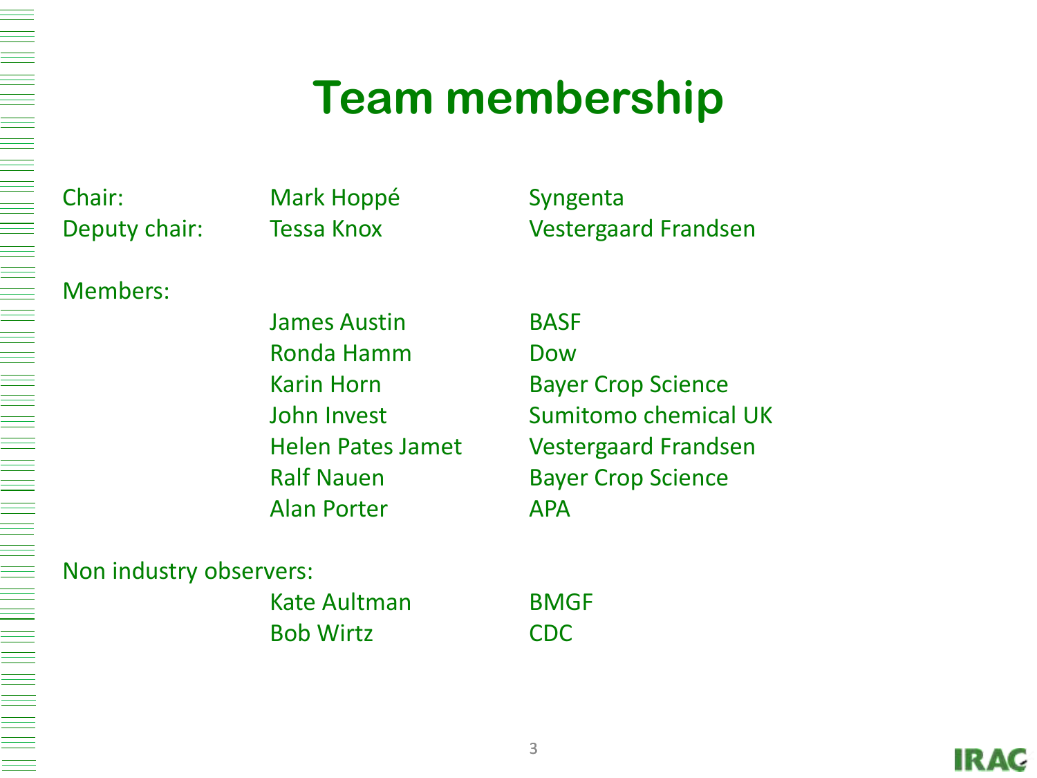# Team membership

| | | |
|---|---|---|
| Chair: | Mark Hoppé | Syngenta |
| Deputy chair: | Tessa Knox | Vestergaard Frandsen |
| Members: | | |
| | James Austin | BASF |
| | Ronda Hamm | Dow |
| | Karin Horn | Bayer Crop Science |
| | John Invest | Sumitomo chemical UK |
| | Helen Pates Jamet | Vestergaard Frandsen |
| | Ralf Nauen | Bayer Crop Science |
| | Alan Porter | APA |
| Non industry observers: | | |
| | Kate Aultman | BMGF |
| | Bob Wirtz | CDC |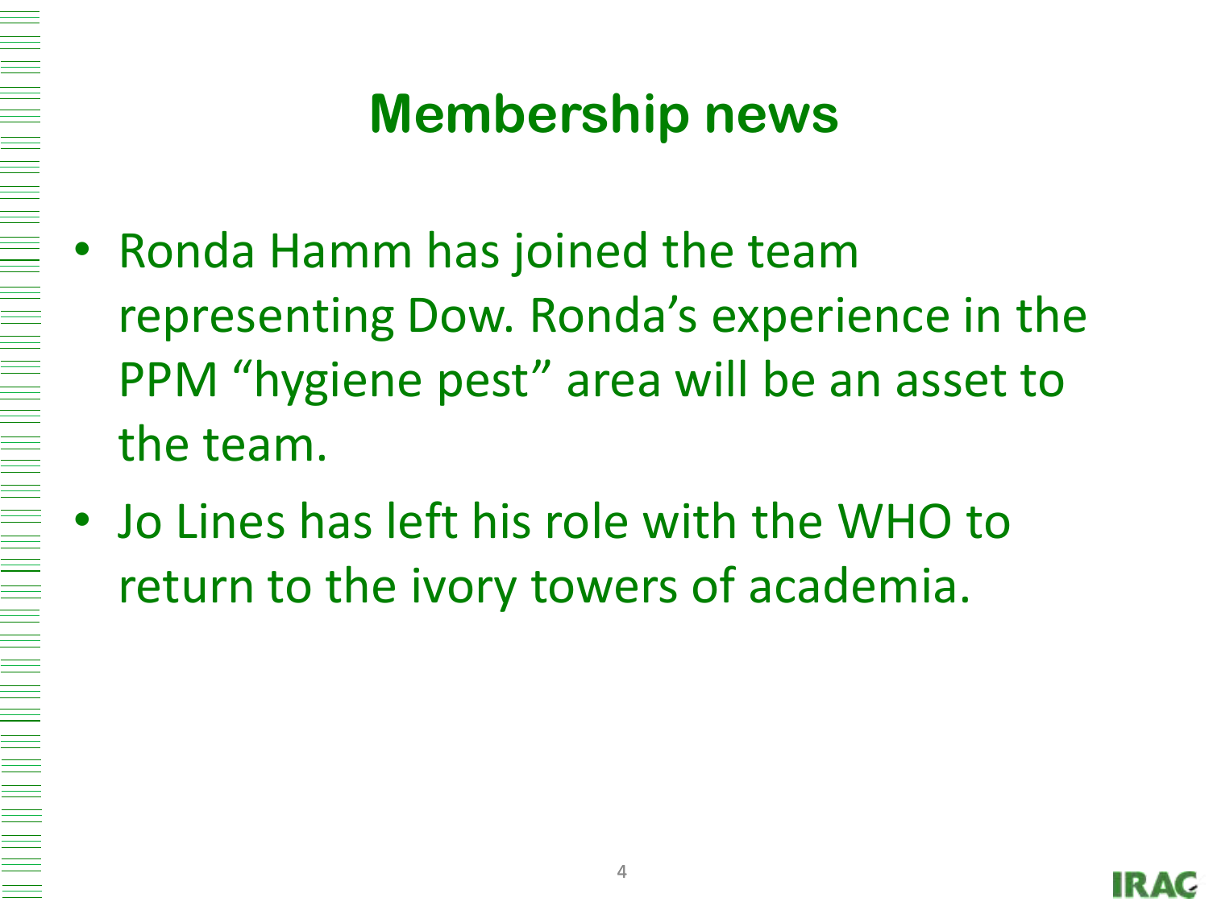# Membership news

- Ronda Hamm has joined the team representing Dow. Ronda’s experience in the PPM “hygiene pest” area will be an asset to the team.
- Jo Lines has left his role with the WHO to return to the ivory towers of academia.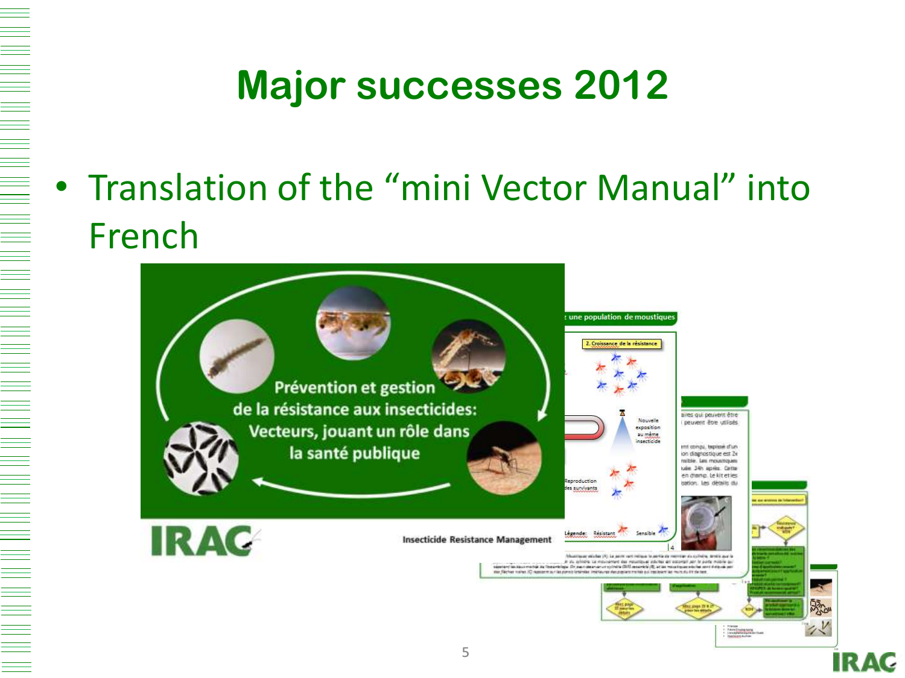# Major successes 2012

- Translation of the “mini Vector Manual” into French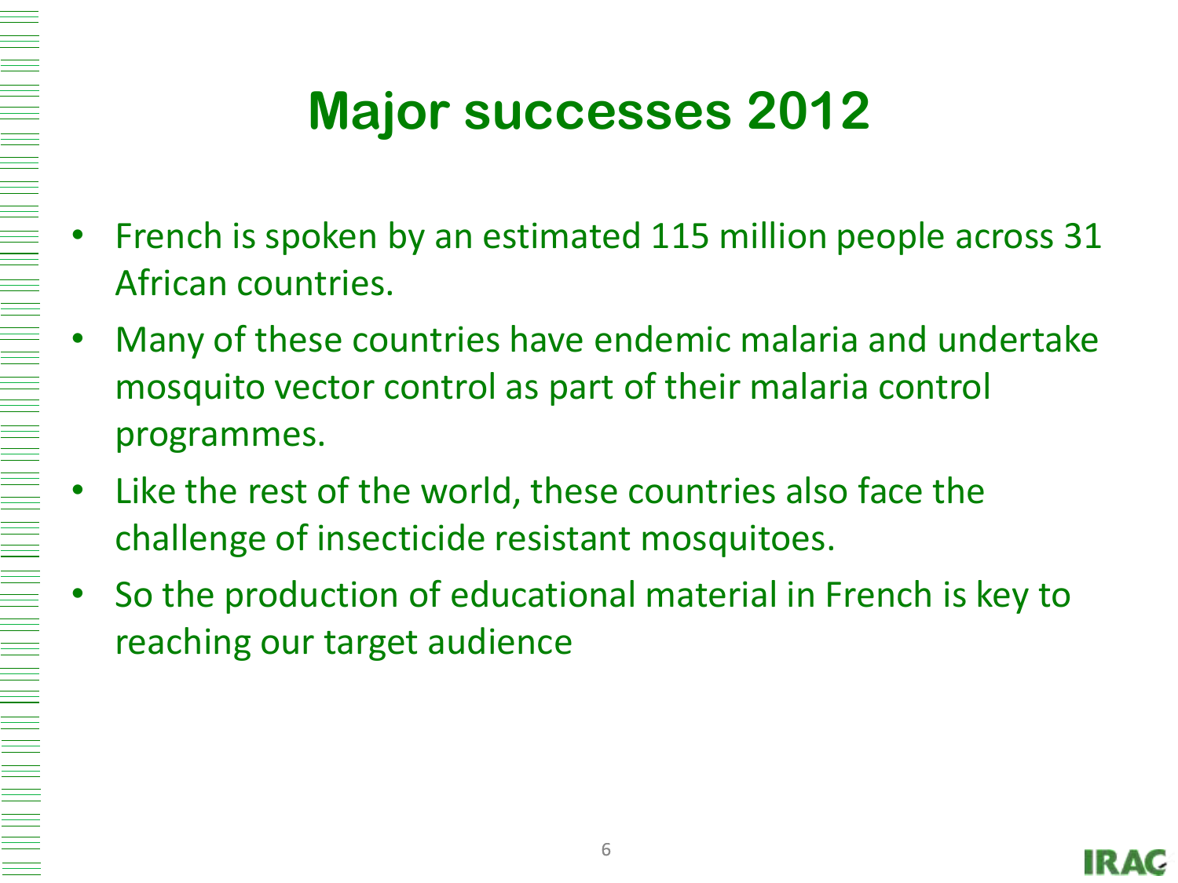# Major successes 2012

- French is spoken by an estimated 115 million people across 31 African countries.
- Many of these countries have endemic malaria and undertake mosquito vector control as part of their malaria control programmes.
- Like the rest of the world, these countries also face the challenge of insecticide resistant mosquitoes.
- So the production of educational material in French is key to reaching our target audience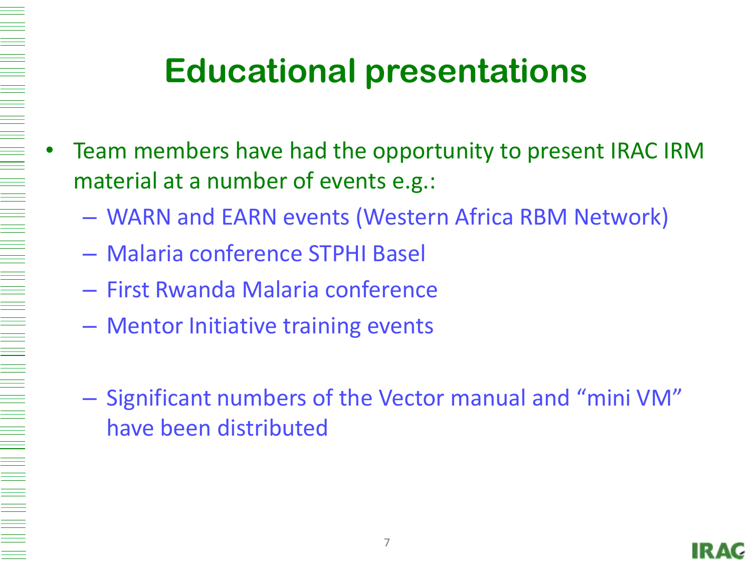# Educational presentations

- Team members have had the opportunity to present IRAC IRM material at a number of events e.g.:
  - WARN and EARN events (Western Africa RBM Network)
  - Malaria conference STPHI Basel
  - First Rwanda Malaria conference
  - Mentor Initiative training events
  - Significant numbers of the Vector manual and “mini VM” have been distributed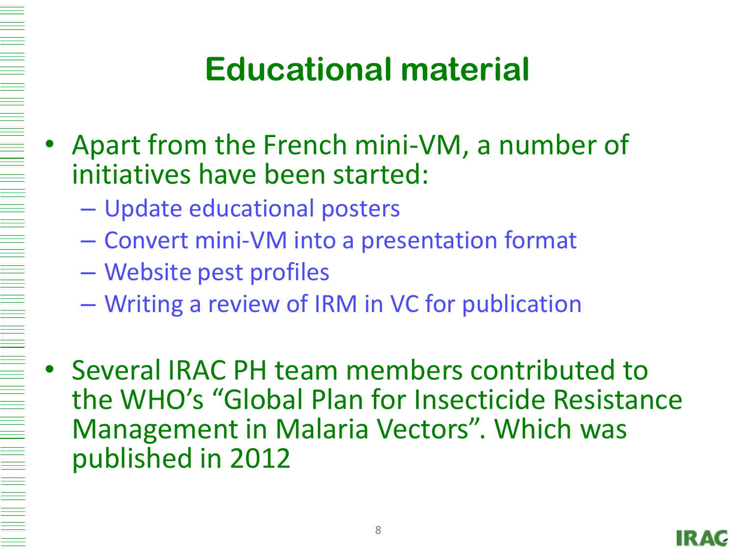# Educational material

- Apart from the French mini-VM, a number of initiatives have been started:
  - Update educational posters
  - Convert mini-VM into a presentation format
  - Website pest profiles
  - Writing a review of IRM in VC for publication
- Several IRAC PH team members contributed to the WHO's "Global Plan for Insecticide Resistance Management in Malaria Vectors". Which was published in 2012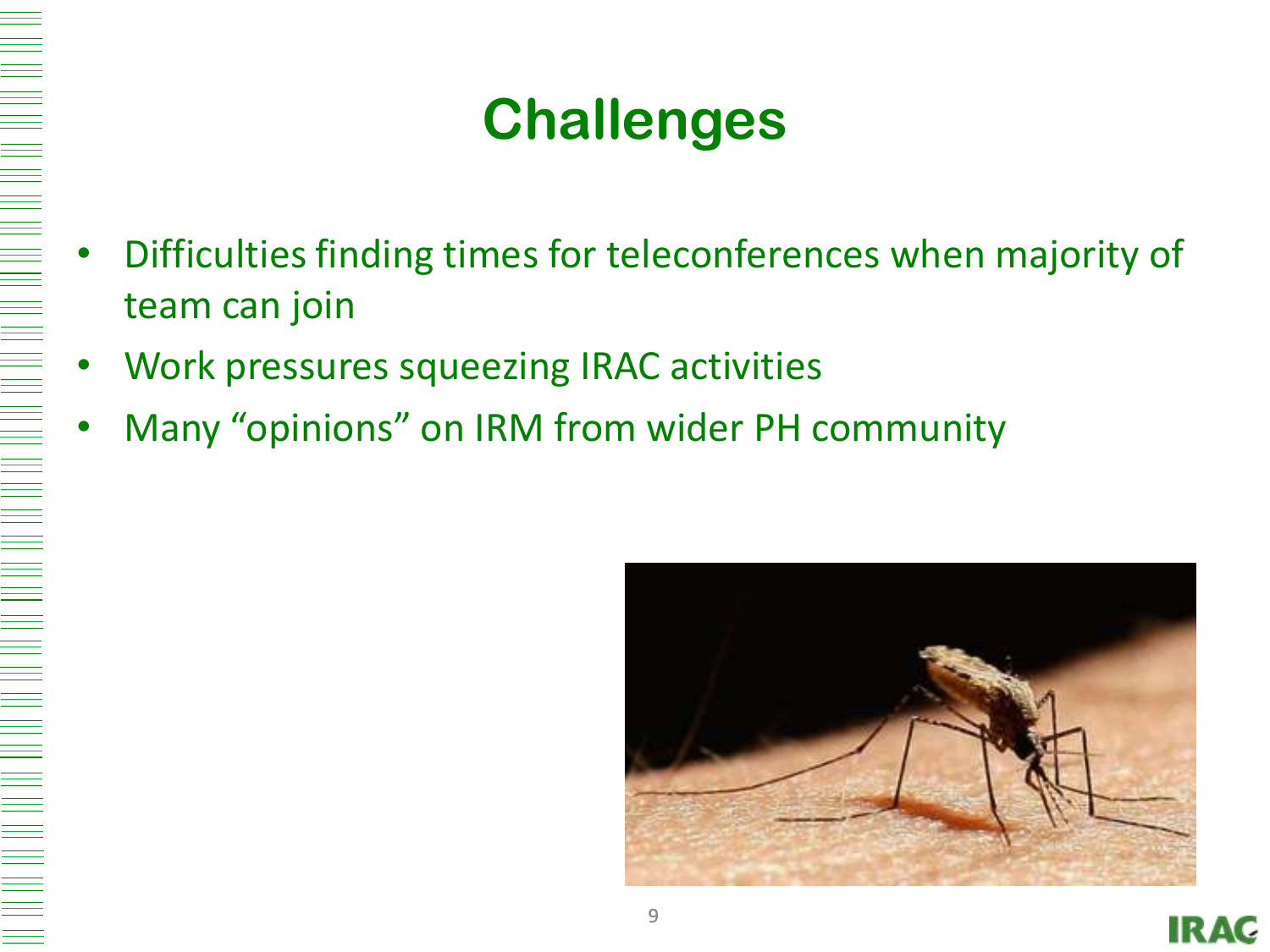# Challenges

- Difficulties finding times for teleconferences when majority of team can join
- Work pressures squeezing IRAC activities
- Many “opinions” on IRM from wider PH community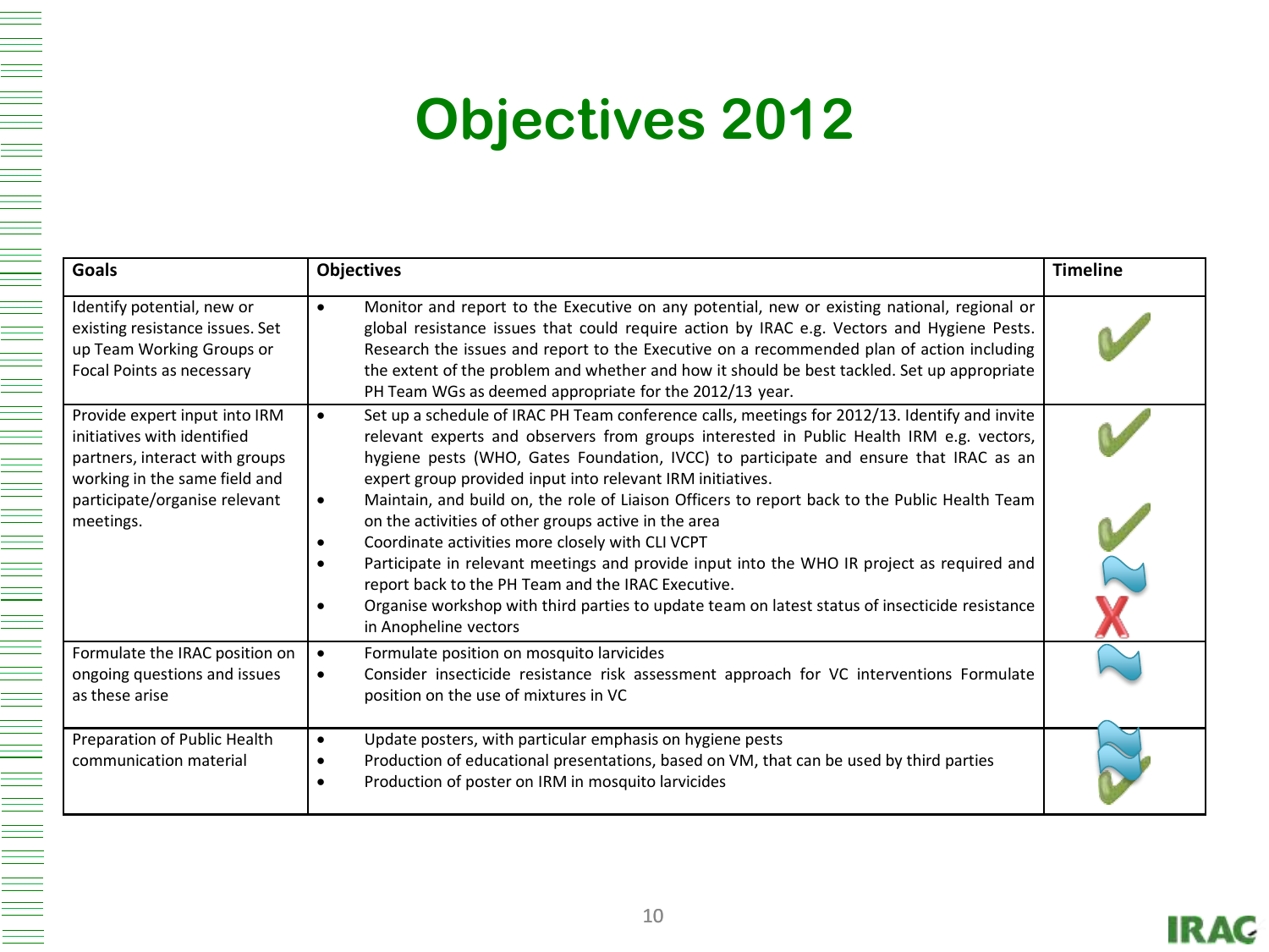# Objectives 2012

| Goals | Objectives | Timeline |
|---|---|---|
| Identify potential, new or existing resistance issues. Set up Team Working Groups or Focal Points as necessary | • Monitor and report to the Executive on any potential, new or existing national, regional or global resistance issues that could require action by IRAC e.g. Vectors and Hygiene Pests. Research the issues and report to the Executive on a recommended plan of action including the extent of the problem and whether and how it should be best tackled. Set up appropriate PH Team WGs as deemed appropriate for the 2012/13 year. | ✓ |
| Provide expert input into IRM initiatives with identified partners, interact with groups working in the same field and participate/organise relevant meetings. | • Set up a schedule of IRAC PH Team conference calls, meetings for 2012/13. Identify and invite relevant experts and observers from groups interested in Public Health IRM e.g. vectors, hygiene pests (WHO, Gates Foundation, IVCC) to participate and ensure that IRAC as an expert group provided input into relevant IRM initiatives.<br>• Maintain, and build on, the role of Liaison Officers to report back to the Public Health Team on the activities of other groups active in the area<br>• Coordinate activities more closely with CLI VCPT<br>• Participate in relevant meetings and provide input into the WHO IR project as required and report back to the PH Team and the IRAC Executive.<br>• Organise workshop with third parties to update team on latest status of insecticide resistance in Anopheline vectors | ✓<br>✓<br>~<br>✗ |
| Formulate the IRAC position on ongoing questions and issues as these arise | • Formulate position on mosquito larvicides<br>• Consider insecticide resistance risk assessment approach for VC interventions Formulate position on the use of mixtures in VC | ~ |
| Preparation of Public Health communication material | • Update posters, with particular emphasis on hygiene pests<br>• Production of educational presentations, based on VM, that can be used by third parties<br>• Production of poster on IRM in mosquito larvicides | ~<br>~<br>✓ |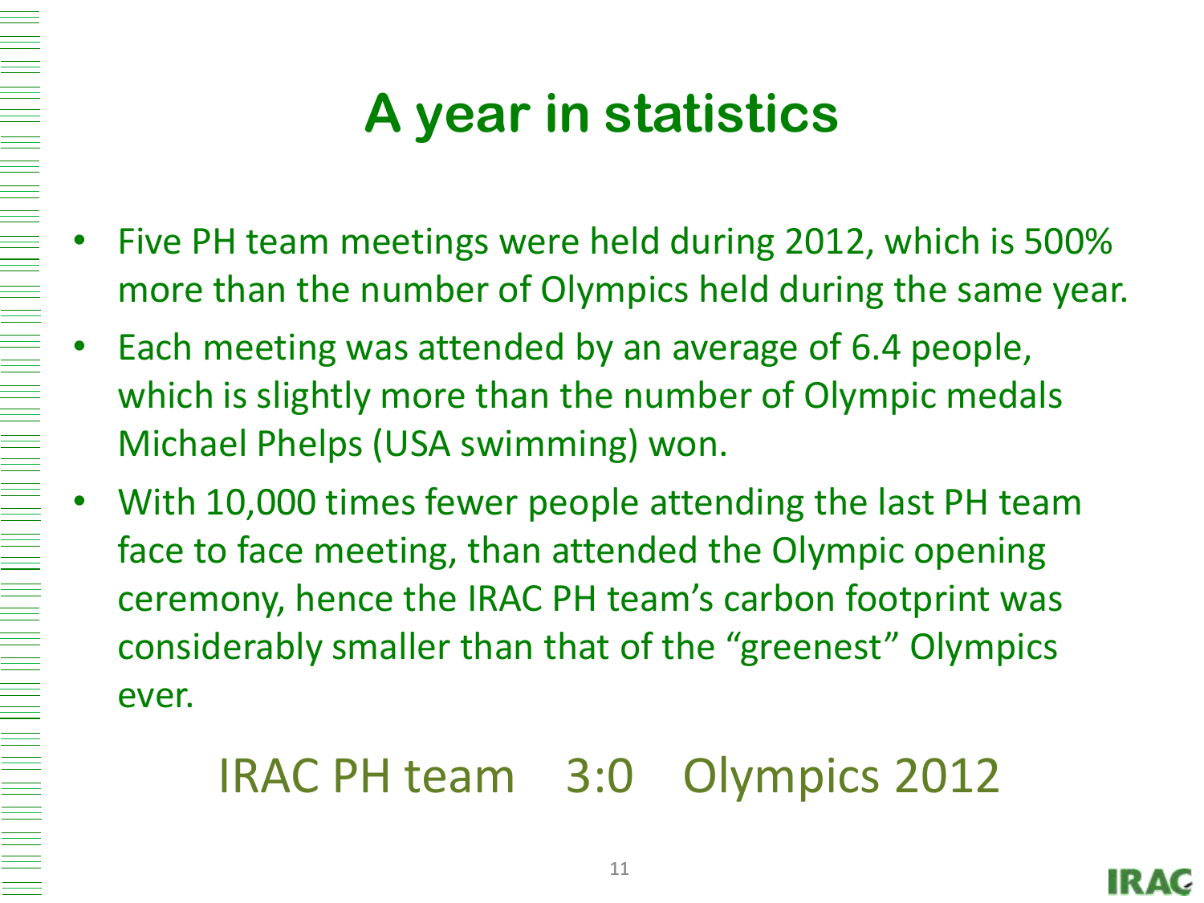# A year in statistics

- Five PH team meetings were held during 2012, which is 500% more than the number of Olympics held during the same year.
- Each meeting was attended by an average of 6.4 people, which is slightly more than the number of Olympic medals Michael Phelps (USA swimming) won.
- With 10,000 times fewer people attending the last PH team face to face meeting, than attended the Olympic opening ceremony, hence the IRAC PH team's carbon footprint was considerably smaller than that of the "greenest" Olympics ever.

IRAC PH team 3:0 Olympics 2012